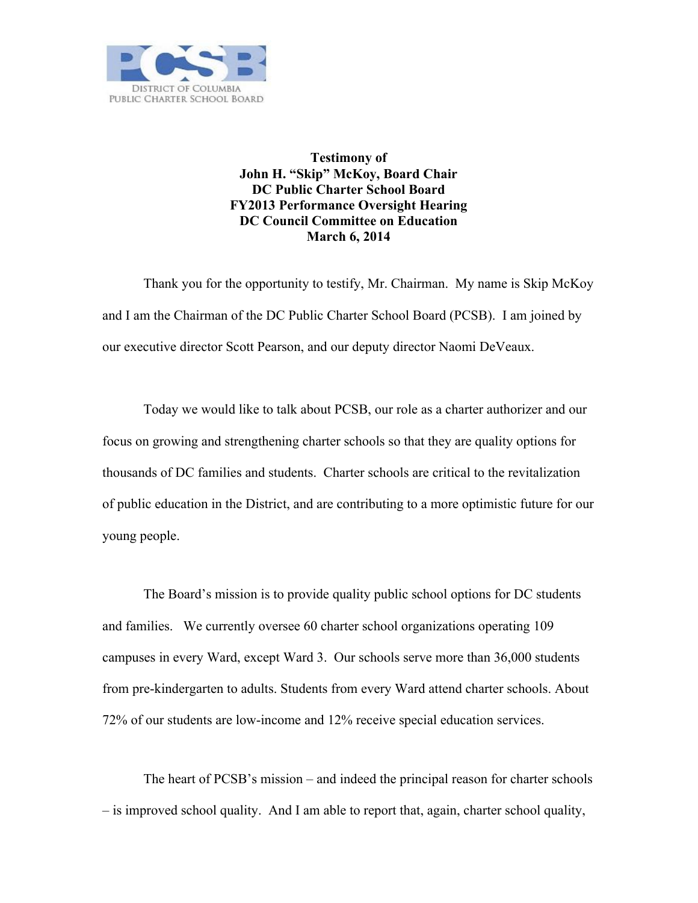DISTRICT OF COLUMBIA
PUBLIC CHARTER SCHOOL BOARD

**Testimony of**
**John H. "Skip" McKoy, Board Chair**
**DC Public Charter School Board**
**FY2013 Performance Oversight Hearing**
**DC Council Committee on Education**
**March 6, 2014**

Thank you for the opportunity to testify, Mr. Chairman. My name is Skip McKoy and I am the Chairman of the DC Public Charter School Board (PCSB). I am joined by our executive director Scott Pearson, and our deputy director Naomi DeVeaux.

Today we would like to talk about PCSB, our role as a charter authorizer and our focus on growing and strengthening charter schools so that they are quality options for thousands of DC families and students. Charter schools are critical to the revitalization of public education in the District, and are contributing to a more optimistic future for our young people.

The Board's mission is to provide quality public school options for DC students and families. We currently oversee 60 charter school organizations operating 109 campuses in every Ward, except Ward 3. Our schools serve more than 36,000 students from pre-kindergarten to adults. Students from every Ward attend charter schools. About 72% of our students are low-income and 12% receive special education services.

The heart of PCSB's mission – and indeed the principal reason for charter schools – is improved school quality. And I am able to report that, again, charter school quality,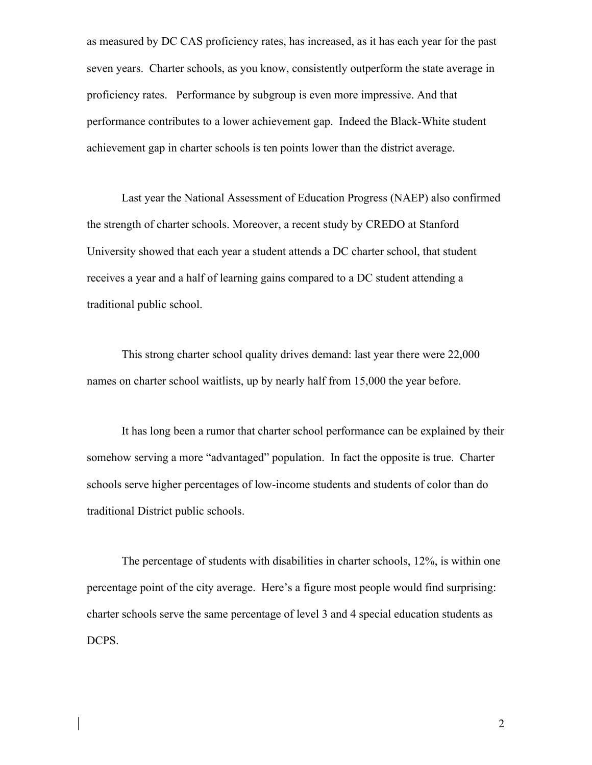as measured by DC CAS proficiency rates, has increased, as it has each year for the past seven years. Charter schools, as you know, consistently outperform the state average in proficiency rates. Performance by subgroup is even more impressive. And that performance contributes to a lower achievement gap. Indeed the Black-White student achievement gap in charter schools is ten points lower than the district average.

Last year the National Assessment of Education Progress (NAEP) also confirmed the strength of charter schools. Moreover, a recent study by CREDO at Stanford University showed that each year a student attends a DC charter school, that student receives a year and a half of learning gains compared to a DC student attending a traditional public school.

This strong charter school quality drives demand: last year there were 22,000 names on charter school waitlists, up by nearly half from 15,000 the year before.

It has long been a rumor that charter school performance can be explained by their somehow serving a more "advantaged" population. In fact the opposite is true. Charter schools serve higher percentages of low-income students and students of color than do traditional District public schools.

The percentage of students with disabilities in charter schools, 12%, is within one percentage point of the city average. Here's a figure most people would find surprising: charter schools serve the same percentage of level 3 and 4 special education students as DCPS.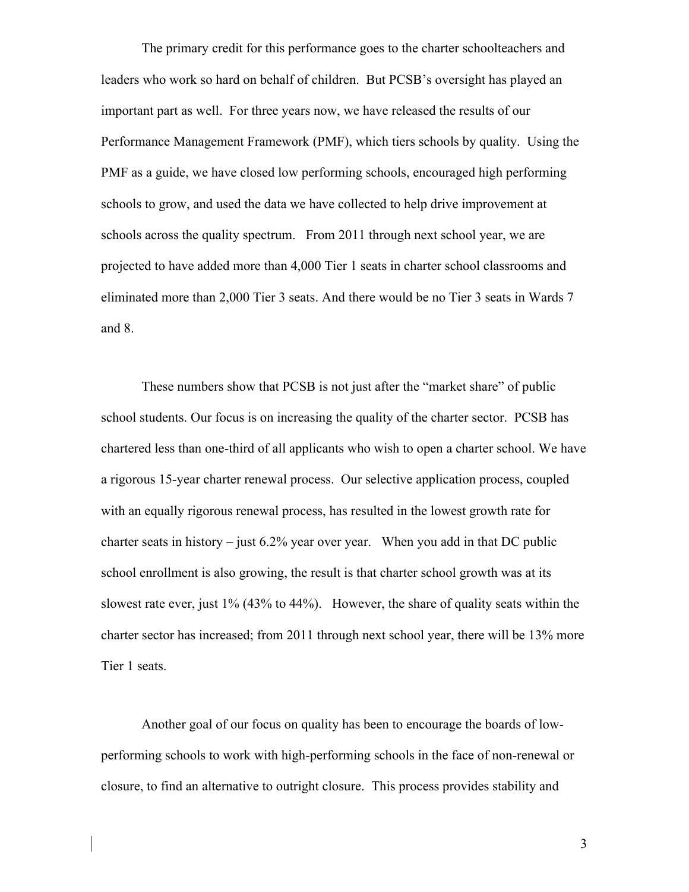The primary credit for this performance goes to the charter schoolteachers and leaders who work so hard on behalf of children. But PCSB's oversight has played an important part as well. For three years now, we have released the results of our Performance Management Framework (PMF), which tiers schools by quality. Using the PMF as a guide, we have closed low performing schools, encouraged high performing schools to grow, and used the data we have collected to help drive improvement at schools across the quality spectrum. From 2011 through next school year, we are projected to have added more than 4,000 Tier 1 seats in charter school classrooms and eliminated more than 2,000 Tier 3 seats. And there would be no Tier 3 seats in Wards 7 and 8.

These numbers show that PCSB is not just after the "market share" of public school students. Our focus is on increasing the quality of the charter sector. PCSB has chartered less than one-third of all applicants who wish to open a charter school. We have a rigorous 15-year charter renewal process. Our selective application process, coupled with an equally rigorous renewal process, has resulted in the lowest growth rate for charter seats in history – just 6.2% year over year. When you add in that DC public school enrollment is also growing, the result is that charter school growth was at its slowest rate ever, just 1% (43% to 44%). However, the share of quality seats within the charter sector has increased; from 2011 through next school year, there will be 13% more Tier 1 seats.

Another goal of our focus on quality has been to encourage the boards of low-performing schools to work with high-performing schools in the face of non-renewal or closure, to find an alternative to outright closure. This process provides stability and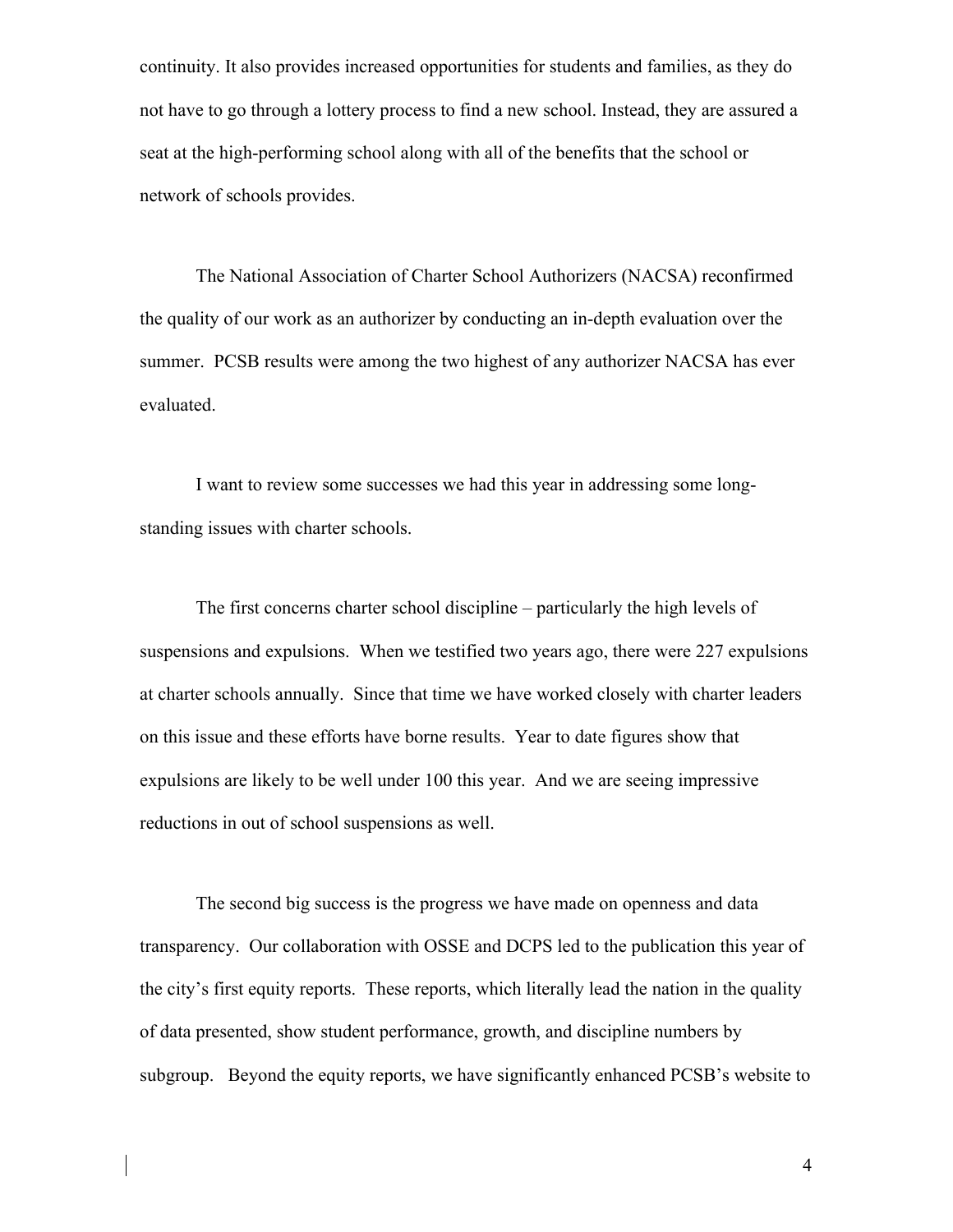continuity. It also provides increased opportunities for students and families, as they do not have to go through a lottery process to find a new school. Instead, they are assured a seat at the high-performing school along with all of the benefits that the school or network of schools provides.

The National Association of Charter School Authorizers (NACSA) reconfirmed the quality of our work as an authorizer by conducting an in-depth evaluation over the summer. PCSB results were among the two highest of any authorizer NACSA has ever evaluated.

I want to review some successes we had this year in addressing some long-standing issues with charter schools.

The first concerns charter school discipline – particularly the high levels of suspensions and expulsions. When we testified two years ago, there were 227 expulsions at charter schools annually. Since that time we have worked closely with charter leaders on this issue and these efforts have borne results. Year to date figures show that expulsions are likely to be well under 100 this year. And we are seeing impressive reductions in out of school suspensions as well.

The second big success is the progress we have made on openness and data transparency. Our collaboration with OSSE and DCPS led to the publication this year of the city's first equity reports. These reports, which literally lead the nation in the quality of data presented, show student performance, growth, and discipline numbers by subgroup. Beyond the equity reports, we have significantly enhanced PCSB's website to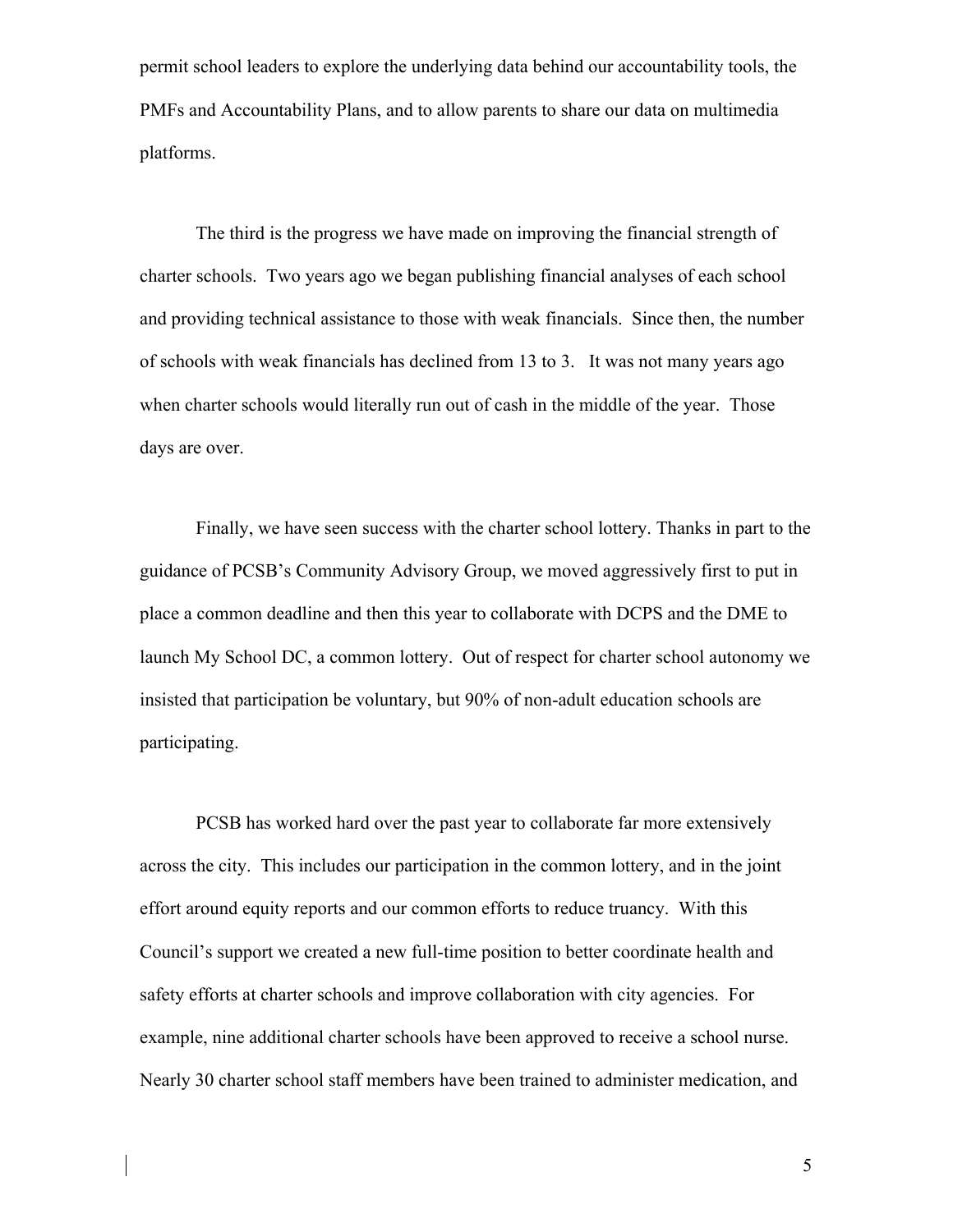permit school leaders to explore the underlying data behind our accountability tools, the PMFs and Accountability Plans, and to allow parents to share our data on multimedia platforms.

The third is the progress we have made on improving the financial strength of charter schools. Two years ago we began publishing financial analyses of each school and providing technical assistance to those with weak financials. Since then, the number of schools with weak financials has declined from 13 to 3. It was not many years ago when charter schools would literally run out of cash in the middle of the year. Those days are over.

Finally, we have seen success with the charter school lottery. Thanks in part to the guidance of PCSB's Community Advisory Group, we moved aggressively first to put in place a common deadline and then this year to collaborate with DCPS and the DME to launch My School DC, a common lottery. Out of respect for charter school autonomy we insisted that participation be voluntary, but 90% of non-adult education schools are participating.

PCSB has worked hard over the past year to collaborate far more extensively across the city. This includes our participation in the common lottery, and in the joint effort around equity reports and our common efforts to reduce truancy. With this Council's support we created a new full-time position to better coordinate health and safety efforts at charter schools and improve collaboration with city agencies. For example, nine additional charter schools have been approved to receive a school nurse. Nearly 30 charter school staff members have been trained to administer medication, and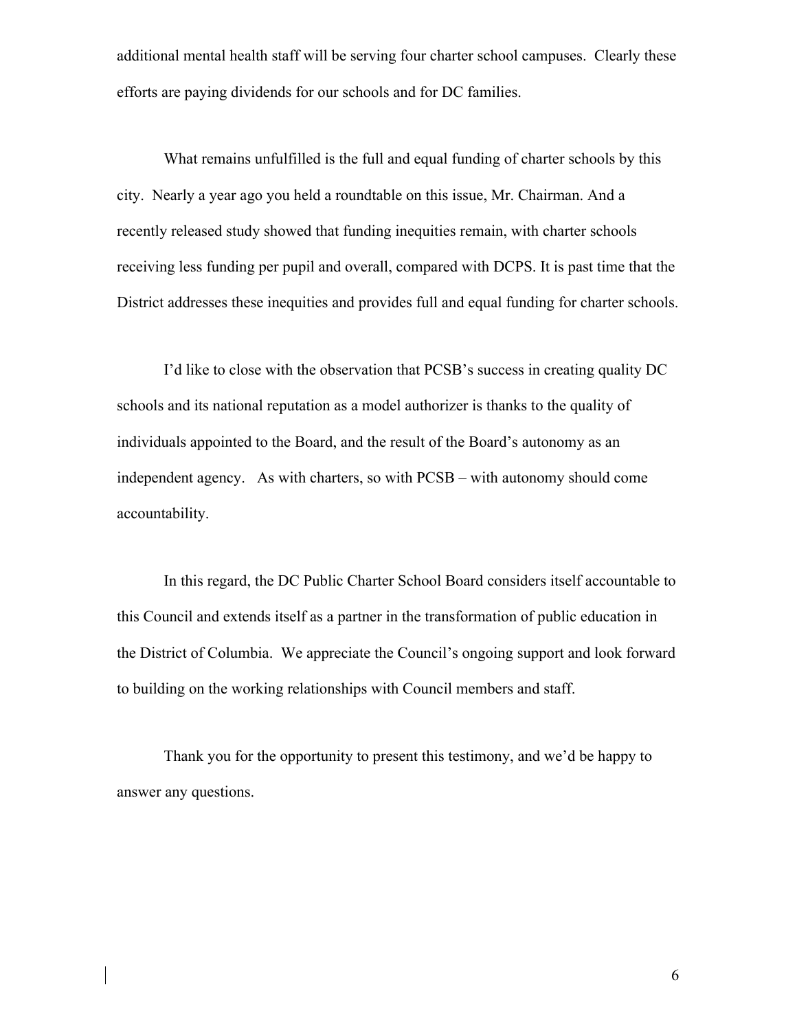additional mental health staff will be serving four charter school campuses. Clearly these efforts are paying dividends for our schools and for DC families.

What remains unfulfilled is the full and equal funding of charter schools by this city. Nearly a year ago you held a roundtable on this issue, Mr. Chairman. And a recently released study showed that funding inequities remain, with charter schools receiving less funding per pupil and overall, compared with DCPS. It is past time that the District addresses these inequities and provides full and equal funding for charter schools.

I'd like to close with the observation that PCSB's success in creating quality DC schools and its national reputation as a model authorizer is thanks to the quality of individuals appointed to the Board, and the result of the Board's autonomy as an independent agency. As with charters, so with PCSB – with autonomy should come accountability.

In this regard, the DC Public Charter School Board considers itself accountable to this Council and extends itself as a partner in the transformation of public education in the District of Columbia. We appreciate the Council's ongoing support and look forward to building on the working relationships with Council members and staff.

Thank you for the opportunity to present this testimony, and we'd be happy to answer any questions.